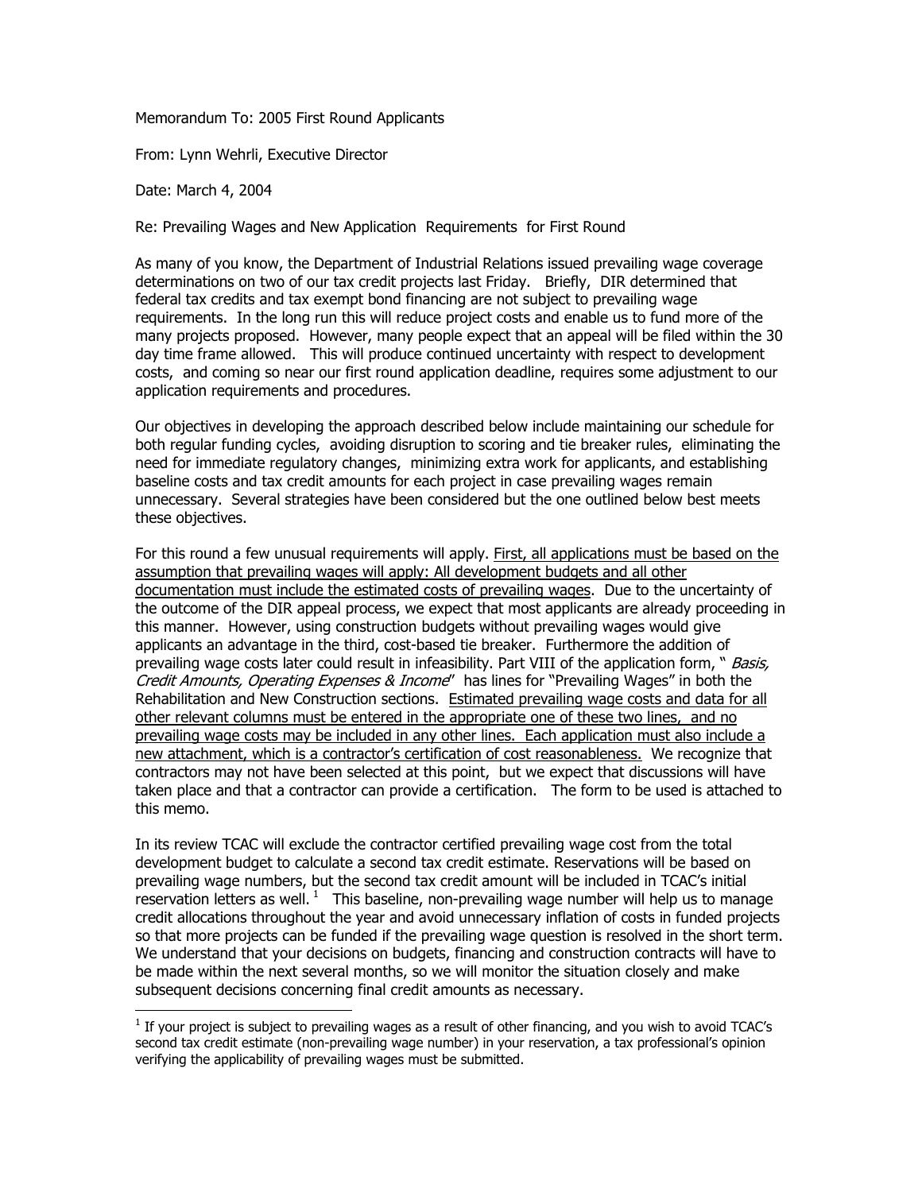Memorandum To: 2005 First Round Applicants

From: Lynn Wehrli, Executive Director

Date: March 4, 2004

Re: Prevailing Wages and New Application Requirements for First Round

As many of you know, the Department of Industrial Relations issued prevailing wage coverage determinations on two of our tax credit projects last Friday. Briefly, DIR determined that federal tax credits and tax exempt bond financing are not subject to prevailing wage requirements. In the long run this will reduce project costs and enable us to fund more of the many projects proposed. However, many people expect that an appeal will be filed within the 30 day time frame allowed. This will produce continued uncertainty with respect to development costs, and coming so near our first round application deadline, requires some adjustment to our application requirements and procedures.

Our objectives in developing the approach described below include maintaining our schedule for both regular funding cycles, avoiding disruption to scoring and tie breaker rules, eliminating the need for immediate regulatory changes, minimizing extra work for applicants, and establishing baseline costs and tax credit amounts for each project in case prevailing wages remain unnecessary. Several strategies have been considered but the one outlined below best meets these objectives.

For this round a few unusual requirements will apply. <u>First, all applications must be based on the assumption that prevailing wages will apply: All development budgets and all other documentation must include the estimated costs of prevailing wages</u>. Due to the uncertainty of the outcome of the DIR appeal process, we expect that most applicants are already proceeding in this manner. However, using construction budgets without prevailing wages would give applicants an advantage in the third, cost-based tie breaker. Furthermore the addition of prevailing wage costs later could result in infeasibility. Part VIII of the application form, "*Basis, Credit Amounts, Operating Expenses & Income*" has lines for "Prevailing Wages" in both the Rehabilitation and New Construction sections. <u>Estimated prevailing wage costs and data for all other relevant columns must be entered in the appropriate one of these two lines, and no prevailing wage costs may be included in any other lines. Each application must also include a new attachment, which is a contractor's certification of cost reasonableness.</u> We recognize that contractors may not have been selected at this point, but we expect that discussions will have taken place and that a contractor can provide a certification. The form to be used is attached to this memo.

In its review TCAC will exclude the contractor certified prevailing wage cost from the total development budget to calculate a second tax credit estimate. Reservations will be based on prevailing wage numbers, but the second tax credit amount will be included in TCAC's initial reservation letters as well.[1] This baseline, non-prevailing wage number will help us to manage credit allocations throughout the year and avoid unnecessary inflation of costs in funded projects so that more projects can be funded if the prevailing wage question is resolved in the short term. We understand that your decisions on budgets, financing and construction contracts will have to be made within the next several months, so we will monitor the situation closely and make subsequent decisions concerning final credit amounts as necessary.

[1] If your project is subject to prevailing wages as a result of other financing, and you wish to avoid TCAC's second tax credit estimate (non-prevailing wage number) in your reservation, a tax professional's opinion verifying the applicability of prevailing wages must be submitted.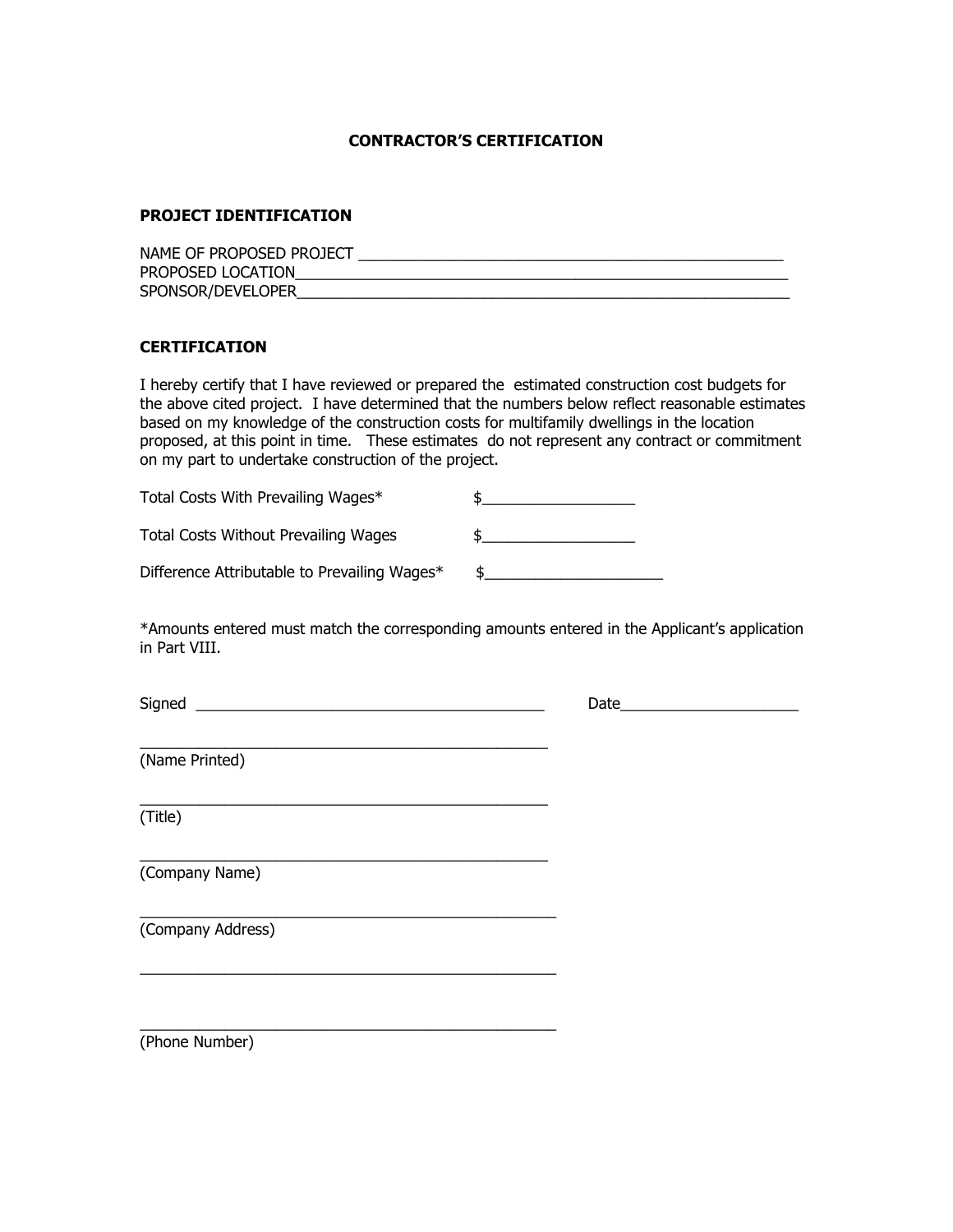**CONTRACTOR'S CERTIFICATION**

**PROJECT IDENTIFICATION**

NAME OF PROPOSED PROJECT ____________________________________________________
PROPOSED LOCATION__________________________________________________________
SPONSOR/DEVELOPER__________________________________________________________

**CERTIFICATION**

I hereby certify that I have reviewed or prepared the estimated construction cost budgets for the above cited project. I have determined that the numbers below reflect reasonable estimates based on my knowledge of the construction costs for multifamily dwellings in the location proposed, at this point in time. These estimates do not represent any contract or commitment on my part to undertake construction of the project.

Total Costs With Prevailing Wages* $__________________

Total Costs Without Prevailing Wages $__________________

Difference Attributable to Prevailing Wages* $_____________________

*Amounts entered must match the corresponding amounts entered in the Applicant's application in Part VIII.

Signed ________________________________________ Date_____________________

_______________________________________________
(Name Printed)

_______________________________________________
(Title)

_______________________________________________
(Company Name)

_______________________________________________
(Company Address)

_______________________________________________

_______________________________________________
(Phone Number)